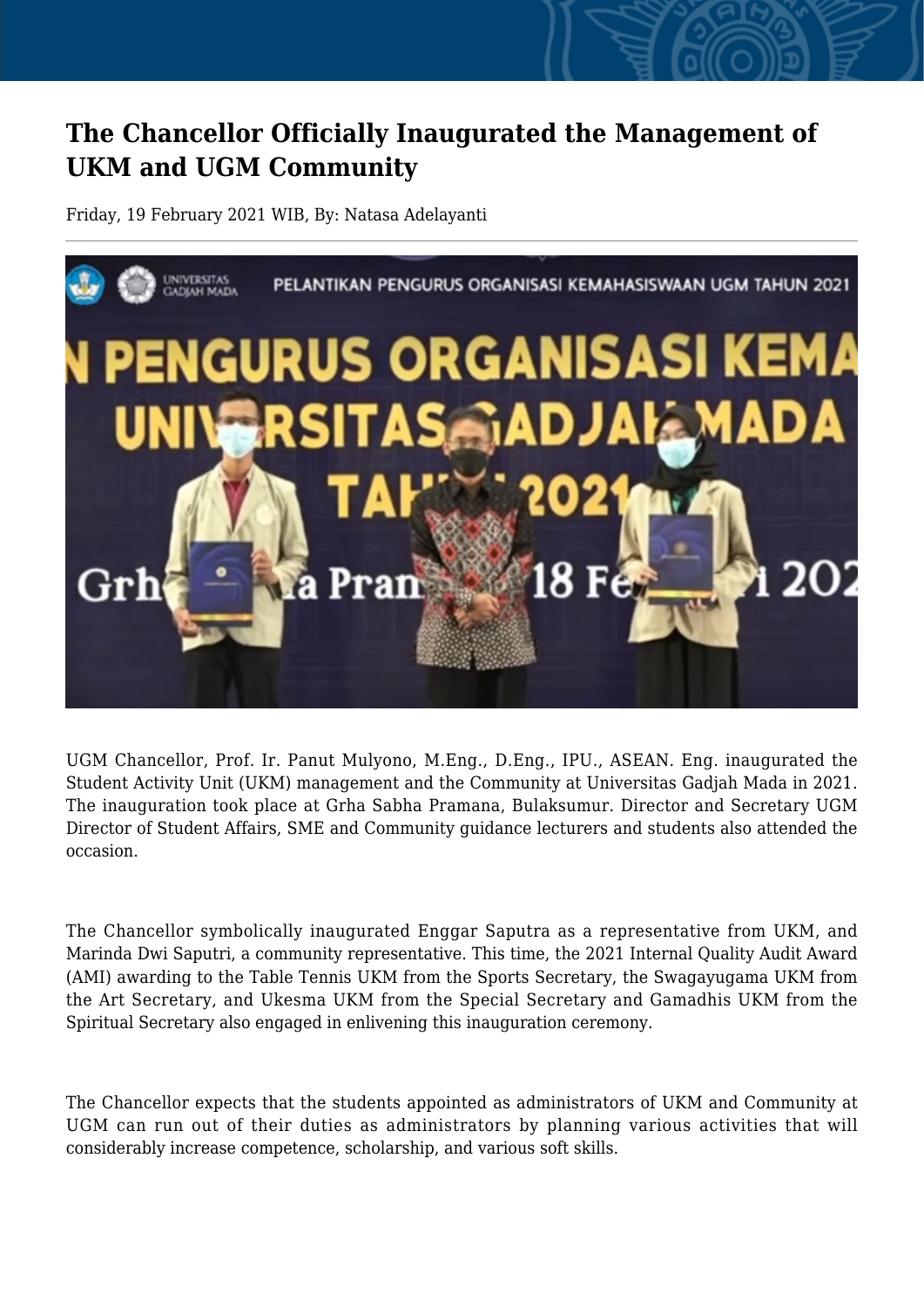# The Chancellor Officially Inaugurated the Management of UKM and UGM Community

Friday, 19 February 2021 WIB, By: Natasa Adelayanti

UGM Chancellor, Prof. Ir. Panut Mulyono, M.Eng., D.Eng., IPU., ASEAN. Eng. inaugurated the Student Activity Unit (UKM) management and the Community at Universitas Gadjah Mada in 2021. The inauguration took place at Grha Sabha Pramana, Bulaksumur. Director and Secretary UGM Director of Student Affairs, SME and Community guidance lecturers and students also attended the occasion.

The Chancellor symbolically inaugurated Enggar Saputra as a representative from UKM, and Marinda Dwi Saputri, a community representative. This time, the 2021 Internal Quality Audit Award (AMI) awarding to the Table Tennis UKM from the Sports Secretary, the Swagayugama UKM from the Art Secretary, and Ukesma UKM from the Special Secretary and Gamadhis UKM from the Spiritual Secretary also engaged in enlivening this inauguration ceremony.

The Chancellor expects that the students appointed as administrators of UKM and Community at UGM can run out of their duties as administrators by planning various activities that will considerably increase competence, scholarship, and various soft skills.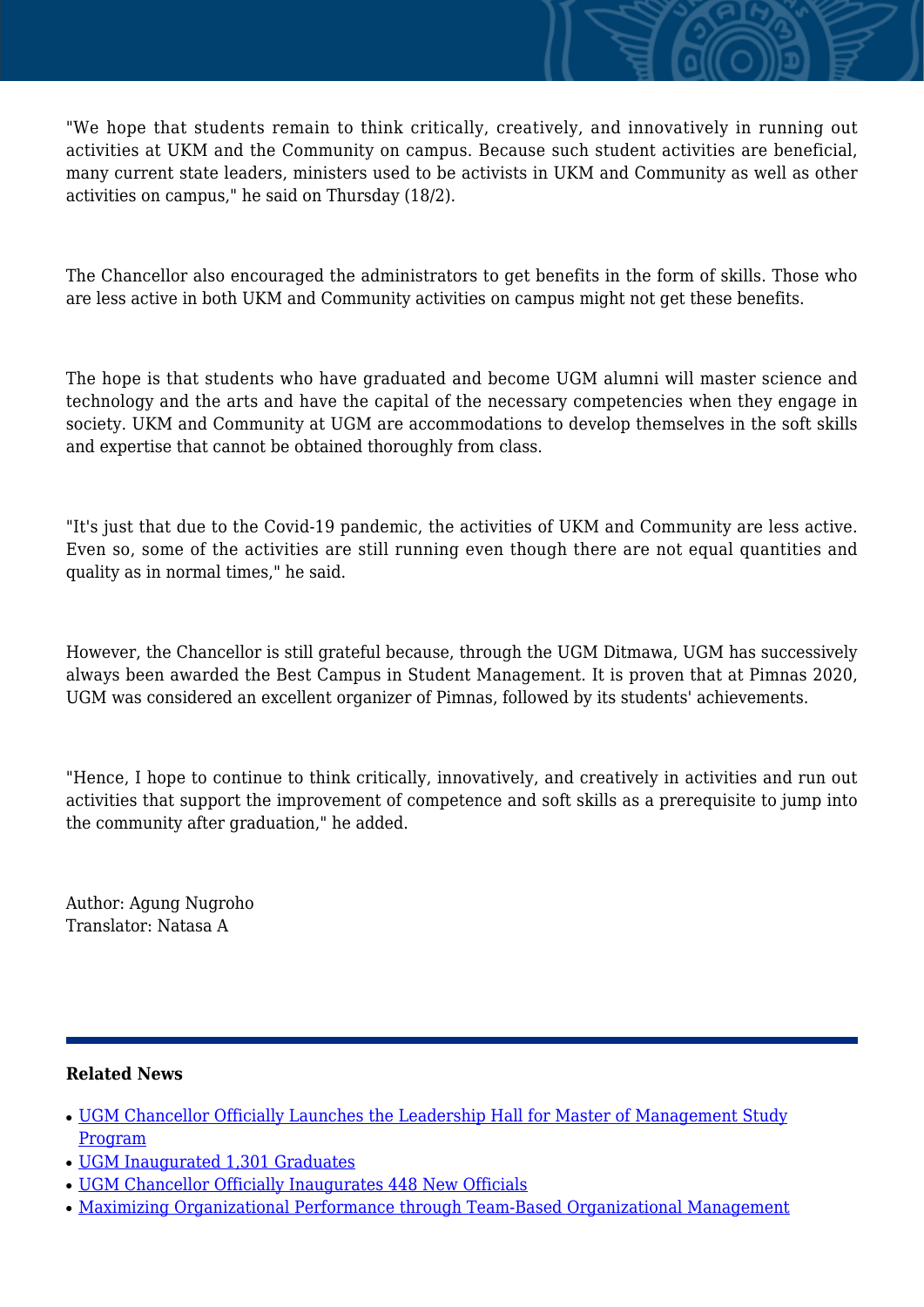"We hope that students remain to think critically, creatively, and innovatively in running out activities at UKM and the Community on campus. Because such student activities are beneficial, many current state leaders, ministers used to be activists in UKM and Community as well as other activities on campus," he said on Thursday (18/2).

The Chancellor also encouraged the administrators to get benefits in the form of skills. Those who are less active in both UKM and Community activities on campus might not get these benefits.

The hope is that students who have graduated and become UGM alumni will master science and technology and the arts and have the capital of the necessary competencies when they engage in society. UKM and Community at UGM are accommodations to develop themselves in the soft skills and expertise that cannot be obtained thoroughly from class.

"It's just that due to the Covid-19 pandemic, the activities of UKM and Community are less active. Even so, some of the activities are still running even though there are not equal quantities and quality as in normal times," he said.

However, the Chancellor is still grateful because, through the UGM Ditmawa, UGM has successively always been awarded the Best Campus in Student Management. It is proven that at Pimnas 2020, UGM was considered an excellent organizer of Pimnas, followed by its students' achievements.

"Hence, I hope to continue to think critically, innovatively, and creatively in activities and run out activities that support the improvement of competence and soft skills as a prerequisite to jump into the community after graduation," he added.

Author: Agung Nugroho
Translator: Natasa A

---

**Related News**

- UGM Chancellor Officially Launches the Leadership Hall for Master of Management Study Program
- UGM Inaugurated 1,301 Graduates
- UGM Chancellor Officially Inaugurates 448 New Officials
- Maximizing Organizational Performance through Team-Based Organizational Management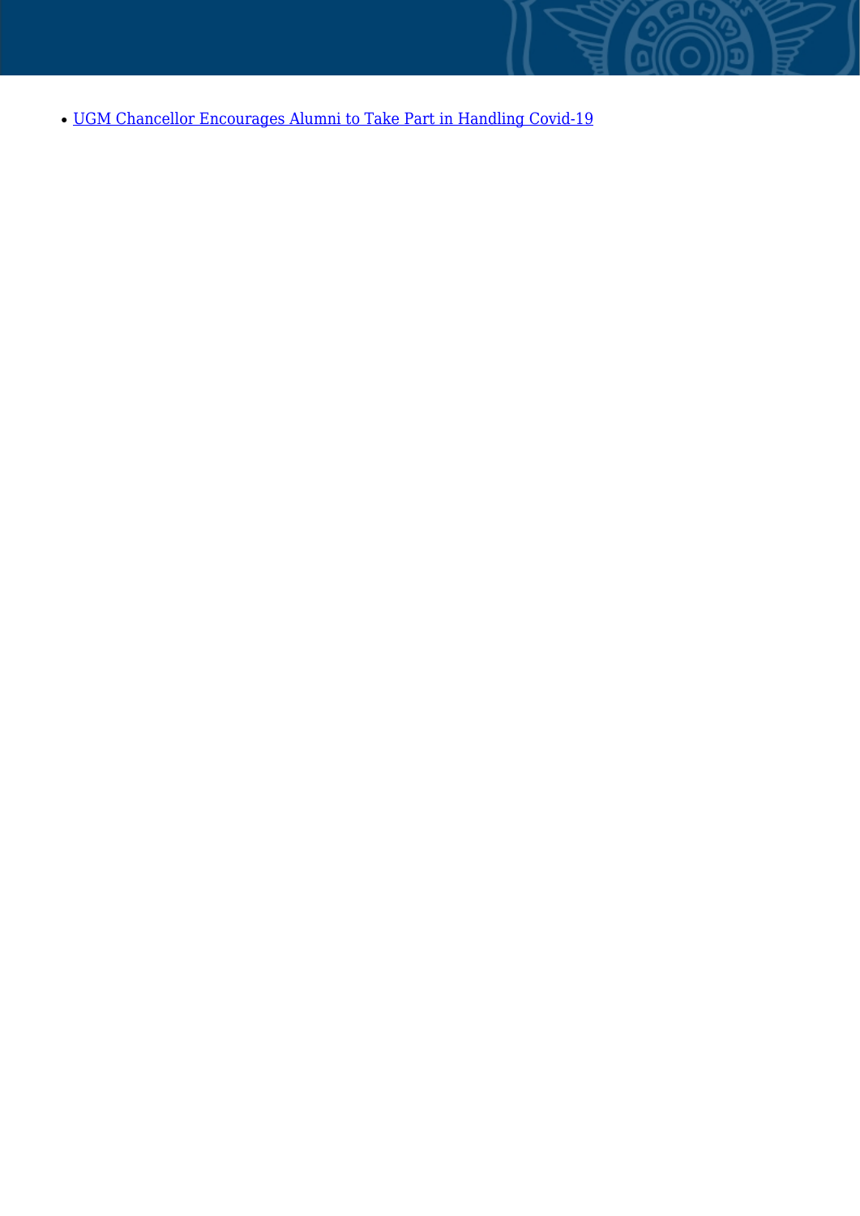- UGM Chancellor Encourages Alumni to Take Part in Handling Covid-19